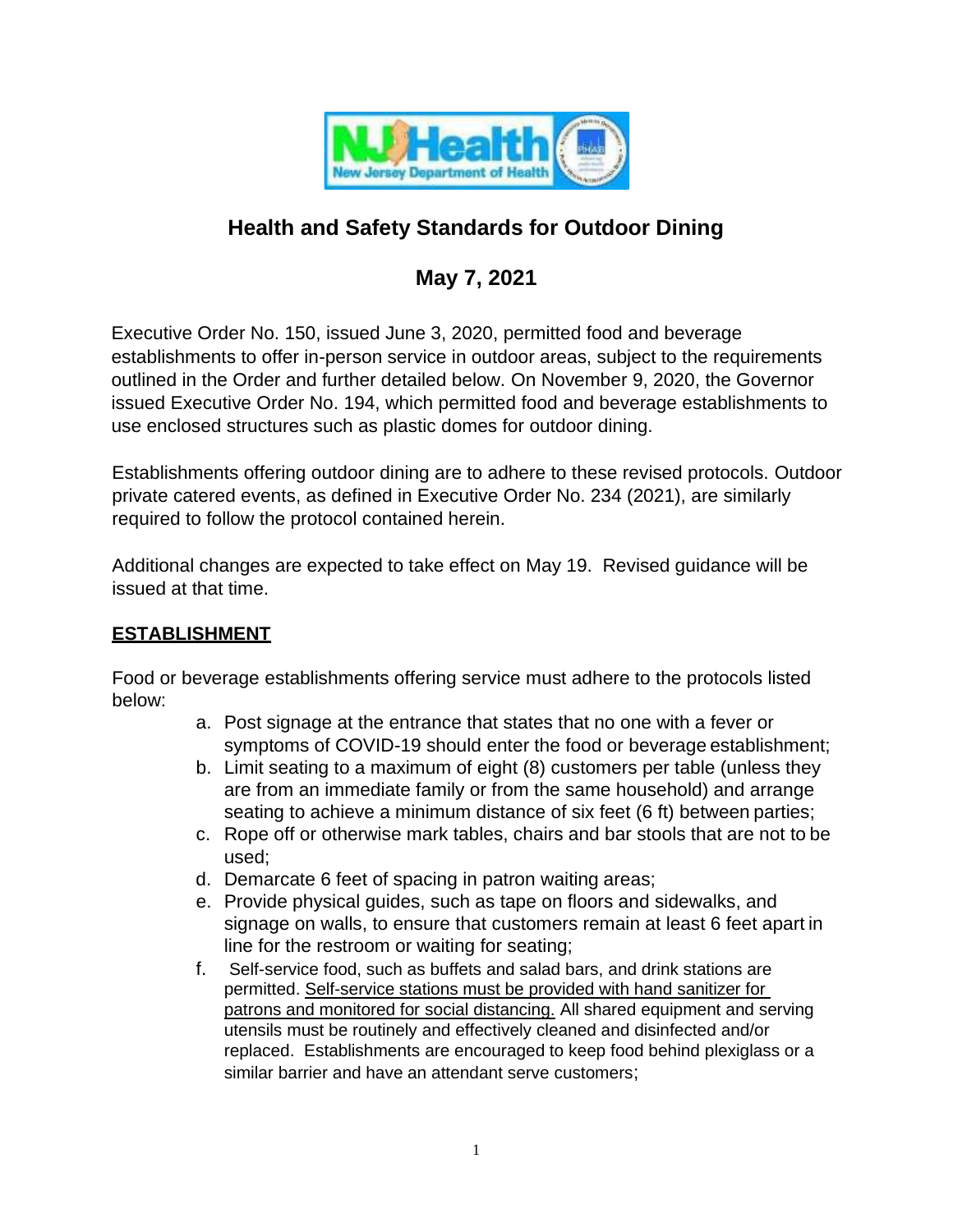# Health and Safety Standards for Outdoor Dining

## May 7, 2021

Executive Order No. 150, issued June 3, 2020, permitted food and beverage establishments to offer in-person service in outdoor areas, subject to the requirements outlined in the Order and further detailed below. On November 9, 2020, the Governor issued Executive Order No. 194, which permitted food and beverage establishments to use enclosed structures such as plastic domes for outdoor dining.

Establishments offering outdoor dining are to adhere to these revised protocols. Outdoor private catered events, as defined in Executive Order No. 234 (2021), are similarly required to follow the protocol contained herein.

Additional changes are expected to take effect on May 19. Revised guidance will be issued at that time.

### ESTABLISHMENT

Food or beverage establishments offering service must adhere to the protocols listed below:

a. Post signage at the entrance that states that no one with a fever or symptoms of COVID-19 should enter the food or beverage establishment;

b. Limit seating to a maximum of eight (8) customers per table (unless they are from an immediate family or from the same household) and arrange seating to achieve a minimum distance of six feet (6 ft) between parties;

c. Rope off or otherwise mark tables, chairs and bar stools that are not to be used;

d. Demarcate 6 feet of spacing in patron waiting areas;

e. Provide physical guides, such as tape on floors and sidewalks, and signage on walls, to ensure that customers remain at least 6 feet apart in line for the restroom or waiting for seating;

f. Self-service food, such as buffets and salad bars, and drink stations are permitted. <u>Self-service stations must be provided with hand sanitizer for patrons and monitored for social distancing.</u> All shared equipment and serving utensils must be routinely and effectively cleaned and disinfected and/or replaced. Establishments are encouraged to keep food behind plexiglass or a similar barrier and have an attendant serve customers;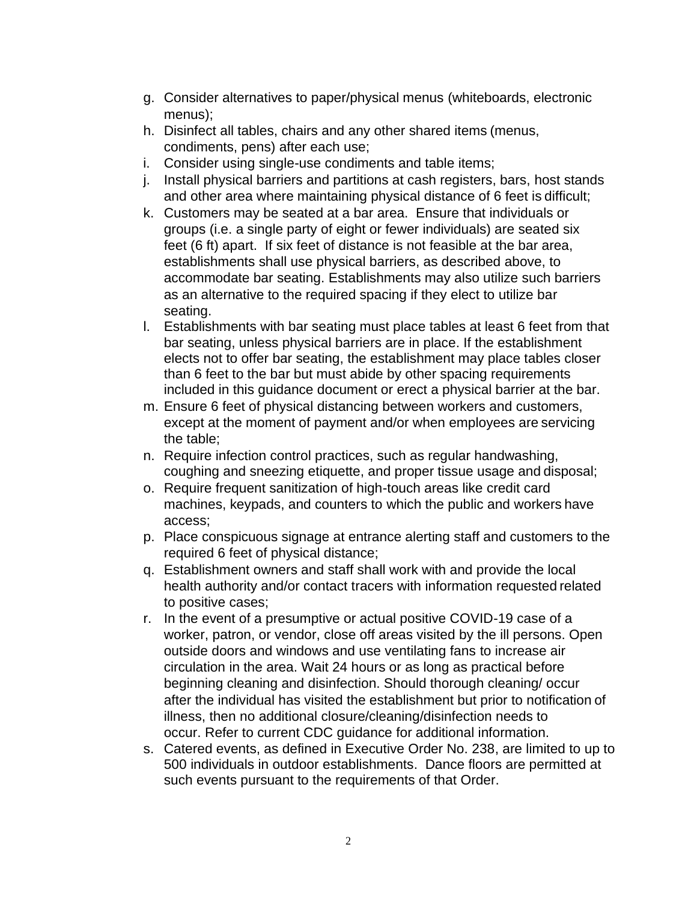g. Consider alternatives to paper/physical menus (whiteboards, electronic menus);
h. Disinfect all tables, chairs and any other shared items (menus, condiments, pens) after each use;
i. Consider using single-use condiments and table items;
j. Install physical barriers and partitions at cash registers, bars, host stands and other area where maintaining physical distance of 6 feet is difficult;
k. Customers may be seated at a bar area. Ensure that individuals or groups (i.e. a single party of eight or fewer individuals) are seated six feet (6 ft) apart. If six feet of distance is not feasible at the bar area, establishments shall use physical barriers, as described above, to accommodate bar seating. Establishments may also utilize such barriers as an alternative to the required spacing if they elect to utilize bar seating.
l. Establishments with bar seating must place tables at least 6 feet from that bar seating, unless physical barriers are in place. If the establishment elects not to offer bar seating, the establishment may place tables closer than 6 feet to the bar but must abide by other spacing requirements included in this guidance document or erect a physical barrier at the bar.
m. Ensure 6 feet of physical distancing between workers and customers, except at the moment of payment and/or when employees are servicing the table;
n. Require infection control practices, such as regular handwashing, coughing and sneezing etiquette, and proper tissue usage and disposal;
o. Require frequent sanitization of high-touch areas like credit card machines, keypads, and counters to which the public and workers have access;
p. Place conspicuous signage at entrance alerting staff and customers to the required 6 feet of physical distance;
q. Establishment owners and staff shall work with and provide the local health authority and/or contact tracers with information requested related to positive cases;
r. In the event of a presumptive or actual positive COVID-19 case of a worker, patron, or vendor, close off areas visited by the ill persons. Open outside doors and windows and use ventilating fans to increase air circulation in the area. Wait 24 hours or as long as practical before beginning cleaning and disinfection. Should thorough cleaning/ occur after the individual has visited the establishment but prior to notification of illness, then no additional closure/cleaning/disinfection needs to occur. Refer to current CDC guidance for additional information.
s. Catered events, as defined in Executive Order No. 238, are limited to up to 500 individuals in outdoor establishments. Dance floors are permitted at such events pursuant to the requirements of that Order.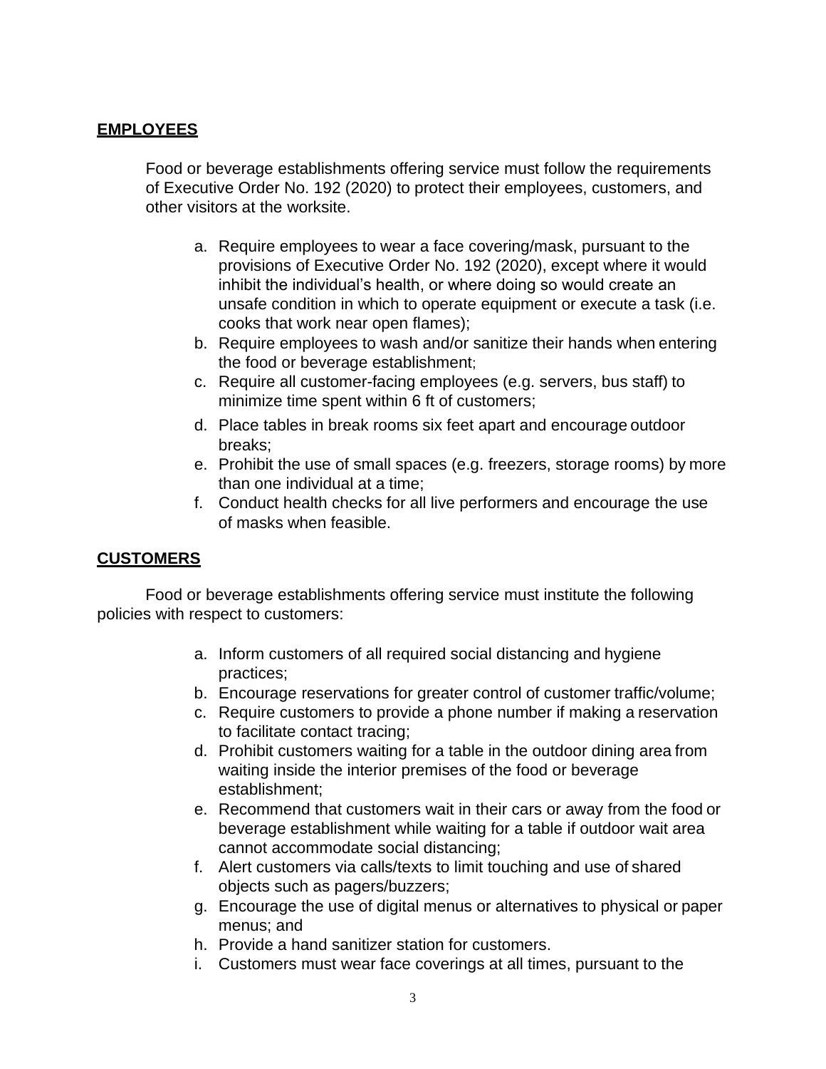**EMPLOYEES**

Food or beverage establishments offering service must follow the requirements of Executive Order No. 192 (2020) to protect their employees, customers, and other visitors at the worksite.

a. Require employees to wear a face covering/mask, pursuant to the provisions of Executive Order No. 192 (2020), except where it would inhibit the individual's health, or where doing so would create an unsafe condition in which to operate equipment or execute a task (i.e. cooks that work near open flames);
b. Require employees to wash and/or sanitize their hands when entering the food or beverage establishment;
c. Require all customer-facing employees (e.g. servers, bus staff) to minimize time spent within 6 ft of customers;
d. Place tables in break rooms six feet apart and encourage outdoor breaks;
e. Prohibit the use of small spaces (e.g. freezers, storage rooms) by more than one individual at a time;
f. Conduct health checks for all live performers and encourage the use of masks when feasible.

**CUSTOMERS**

Food or beverage establishments offering service must institute the following policies with respect to customers:

a. Inform customers of all required social distancing and hygiene practices;
b. Encourage reservations for greater control of customer traffic/volume;
c. Require customers to provide a phone number if making a reservation to facilitate contact tracing;
d. Prohibit customers waiting for a table in the outdoor dining area from waiting inside the interior premises of the food or beverage establishment;
e. Recommend that customers wait in their cars or away from the food or beverage establishment while waiting for a table if outdoor wait area cannot accommodate social distancing;
f. Alert customers via calls/texts to limit touching and use of shared objects such as pagers/buzzers;
g. Encourage the use of digital menus or alternatives to physical or paper menus; and
h. Provide a hand sanitizer station for customers.
i. Customers must wear face coverings at all times, pursuant to the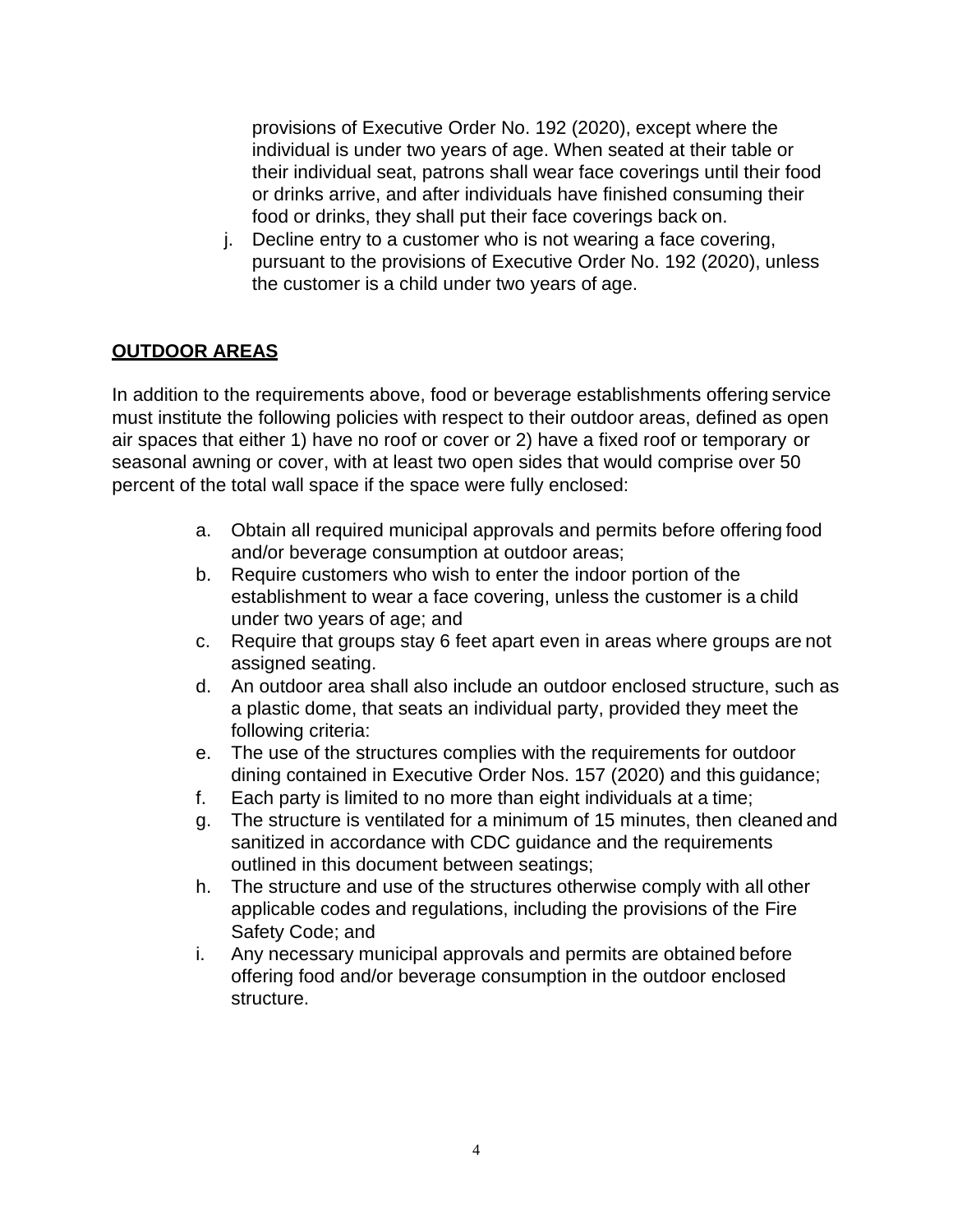provisions of Executive Order No. 192 (2020), except where the individual is under two years of age. When seated at their table or their individual seat, patrons shall wear face coverings until their food or drinks arrive, and after individuals have finished consuming their food or drinks, they shall put their face coverings back on.

j. Decline entry to a customer who is not wearing a face covering, pursuant to the provisions of Executive Order No. 192 (2020), unless the customer is a child under two years of age.

## **OUTDOOR AREAS**

In addition to the requirements above, food or beverage establishments offering service must institute the following policies with respect to their outdoor areas, defined as open air spaces that either 1) have no roof or cover or 2) have a fixed roof or temporary or seasonal awning or cover, with at least two open sides that would comprise over 50 percent of the total wall space if the space were fully enclosed:

a. Obtain all required municipal approvals and permits before offering food and/or beverage consumption at outdoor areas;
b. Require customers who wish to enter the indoor portion of the establishment to wear a face covering, unless the customer is a child under two years of age; and
c. Require that groups stay 6 feet apart even in areas where groups are not assigned seating.
d. An outdoor area shall also include an outdoor enclosed structure, such as a plastic dome, that seats an individual party, provided they meet the following criteria:
e. The use of the structures complies with the requirements for outdoor dining contained in Executive Order Nos. 157 (2020) and this guidance;
f. Each party is limited to no more than eight individuals at a time;
g. The structure is ventilated for a minimum of 15 minutes, then cleaned and sanitized in accordance with CDC guidance and the requirements outlined in this document between seatings;
h. The structure and use of the structures otherwise comply with all other applicable codes and regulations, including the provisions of the Fire Safety Code; and
i. Any necessary municipal approvals and permits are obtained before offering food and/or beverage consumption in the outdoor enclosed structure.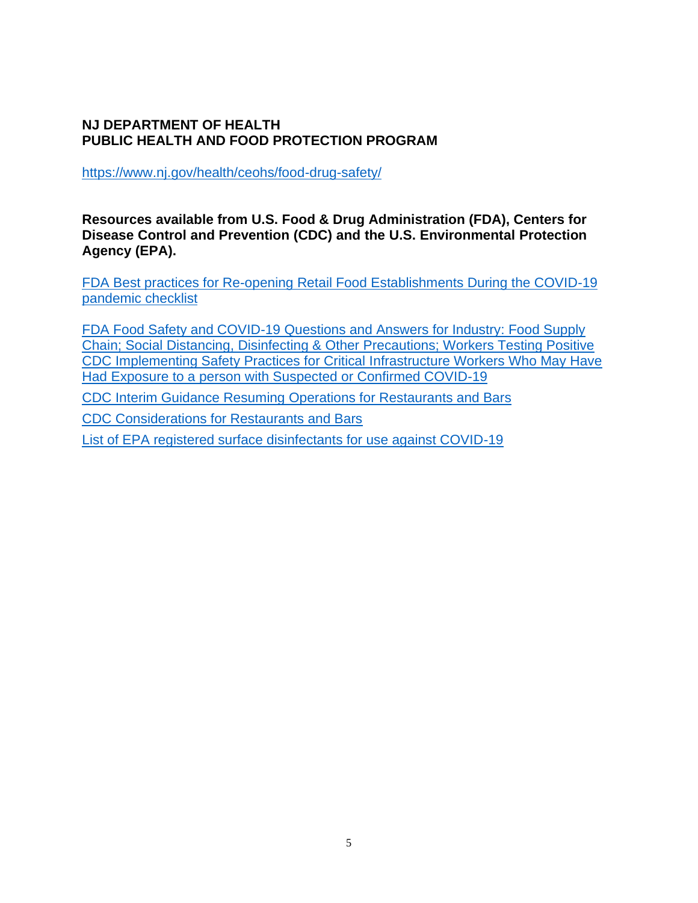**NJ DEPARTMENT OF HEALTH**
**PUBLIC HEALTH AND FOOD PROTECTION PROGRAM**

https://www.nj.gov/health/ceohs/food-drug-safety/

**Resources available from U.S. Food & Drug Administration (FDA), Centers for Disease Control and Prevention (CDC) and the U.S. Environmental Protection Agency (EPA).**

FDA Best practices for Re-opening Retail Food Establishments During the COVID-19 pandemic checklist

FDA Food Safety and COVID-19 Questions and Answers for Industry: Food Supply Chain; Social Distancing, Disinfecting & Other Precautions; Workers Testing Positive
CDC Implementing Safety Practices for Critical Infrastructure Workers Who May Have Had Exposure to a person with Suspected or Confirmed COVID-19

CDC Interim Guidance Resuming Operations for Restaurants and Bars

CDC Considerations for Restaurants and Bars

List of EPA registered surface disinfectants for use against COVID-19